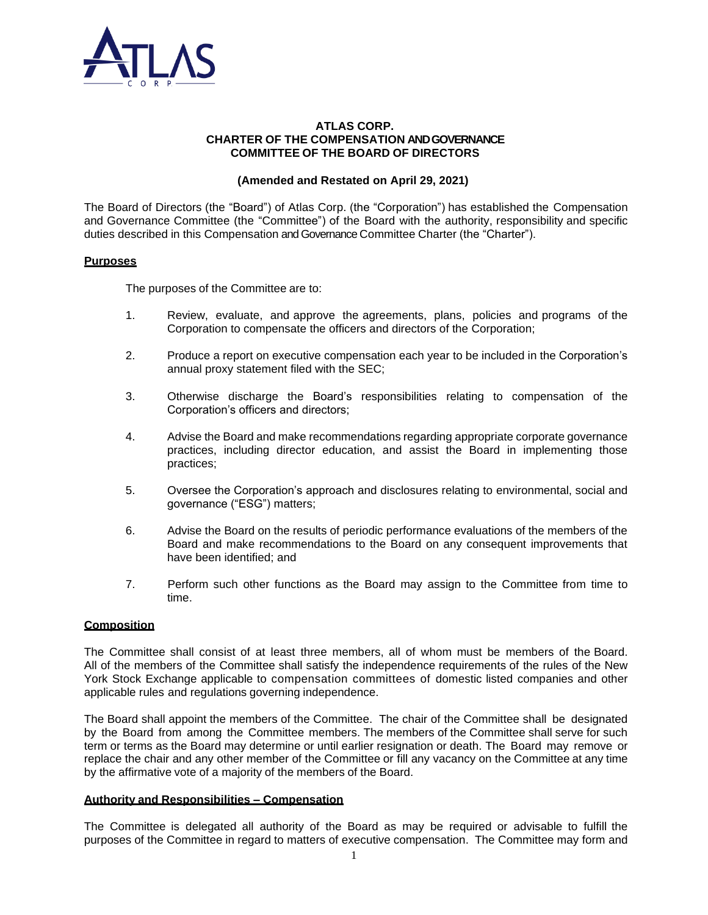# ATLAS CORP.
# CHARTER OF THE COMPENSATION AND GOVERNANCE COMMITTEE OF THE BOARD OF DIRECTORS

**(Amended and Restated on April 29, 2021)**

The Board of Directors (the "Board") of Atlas Corp. (the "Corporation") has established the Compensation and Governance Committee (the "Committee") of the Board with the authority, responsibility and specific duties described in this Compensation and Governance Committee Charter (the "Charter").

## Purposes

The purposes of the Committee are to:

1. Review, evaluate, and approve the agreements, plans, policies and programs of the Corporation to compensate the officers and directors of the Corporation;

2. Produce a report on executive compensation each year to be included in the Corporation's annual proxy statement filed with the SEC;

3. Otherwise discharge the Board's responsibilities relating to compensation of the Corporation's officers and directors;

4. Advise the Board and make recommendations regarding appropriate corporate governance practices, including director education, and assist the Board in implementing those practices;

5. Oversee the Corporation's approach and disclosures relating to environmental, social and governance ("ESG") matters;

6. Advise the Board on the results of periodic performance evaluations of the members of the Board and make recommendations to the Board on any consequent improvements that have been identified; and

7. Perform such other functions as the Board may assign to the Committee from time to time.

## Composition

The Committee shall consist of at least three members, all of whom must be members of the Board. All of the members of the Committee shall satisfy the independence requirements of the rules of the New York Stock Exchange applicable to compensation committees of domestic listed companies and other applicable rules and regulations governing independence.

The Board shall appoint the members of the Committee. The chair of the Committee shall be designated by the Board from among the Committee members. The members of the Committee shall serve for such term or terms as the Board may determine or until earlier resignation or death. The Board may remove or replace the chair and any other member of the Committee or fill any vacancy on the Committee at any time by the affirmative vote of a majority of the members of the Board.

## Authority and Responsibilities – Compensation

The Committee is delegated all authority of the Board as may be required or advisable to fulfill the purposes of the Committee in regard to matters of executive compensation. The Committee may form and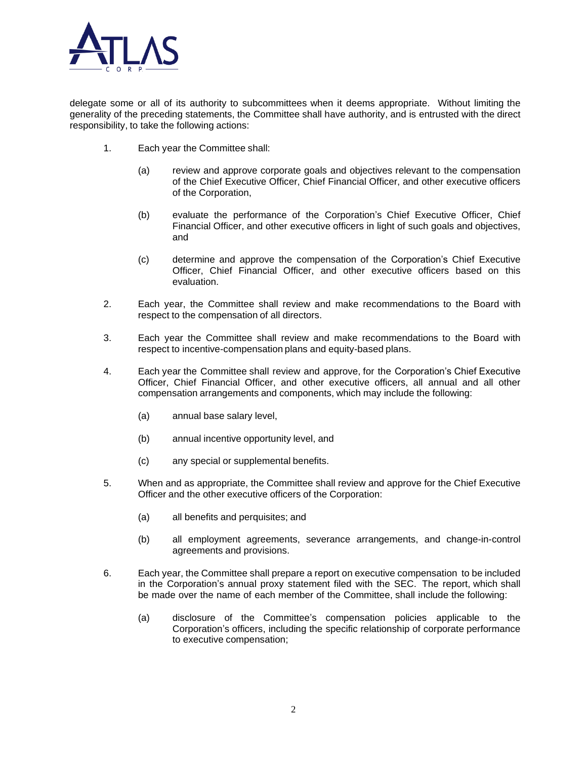delegate some or all of its authority to subcommittees when it deems appropriate. Without limiting the generality of the preceding statements, the Committee shall have authority, and is entrusted with the direct responsibility, to take the following actions:

1. Each year the Committee shall:

   (a) review and approve corporate goals and objectives relevant to the compensation of the Chief Executive Officer, Chief Financial Officer, and other executive officers of the Corporation,

   (b) evaluate the performance of the Corporation's Chief Executive Officer, Chief Financial Officer, and other executive officers in light of such goals and objectives, and

   (c) determine and approve the compensation of the Corporation's Chief Executive Officer, Chief Financial Officer, and other executive officers based on this evaluation.

2. Each year, the Committee shall review and make recommendations to the Board with respect to the compensation of all directors.

3. Each year the Committee shall review and make recommendations to the Board with respect to incentive-compensation plans and equity-based plans.

4. Each year the Committee shall review and approve, for the Corporation's Chief Executive Officer, Chief Financial Officer, and other executive officers, all annual and all other compensation arrangements and components, which may include the following:

   (a) annual base salary level,

   (b) annual incentive opportunity level, and

   (c) any special or supplemental benefits.

5. When and as appropriate, the Committee shall review and approve for the Chief Executive Officer and the other executive officers of the Corporation:

   (a) all benefits and perquisites; and

   (b) all employment agreements, severance arrangements, and change-in-control agreements and provisions.

6. Each year, the Committee shall prepare a report on executive compensation to be included in the Corporation's annual proxy statement filed with the SEC. The report, which shall be made over the name of each member of the Committee, shall include the following:

   (a) disclosure of the Committee's compensation policies applicable to the Corporation's officers, including the specific relationship of corporate performance to executive compensation;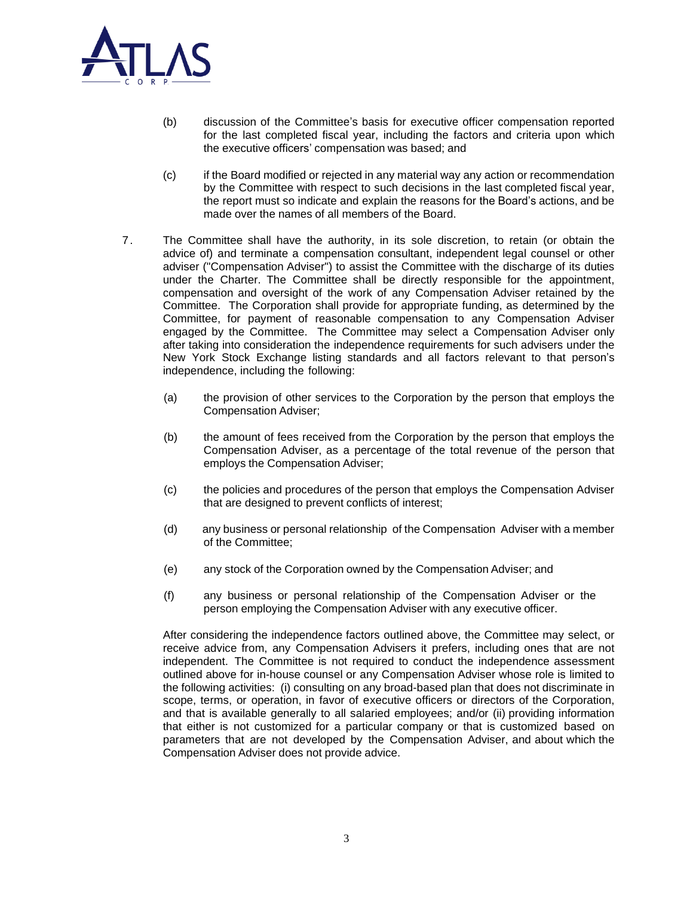(b) discussion of the Committee's basis for executive officer compensation reported for the last completed fiscal year, including the factors and criteria upon which the executive officers' compensation was based; and

(c) if the Board modified or rejected in any material way any action or recommendation by the Committee with respect to such decisions in the last completed fiscal year, the report must so indicate and explain the reasons for the Board's actions, and be made over the names of all members of the Board.

7. The Committee shall have the authority, in its sole discretion, to retain (or obtain the advice of) and terminate a compensation consultant, independent legal counsel or other adviser ("Compensation Adviser") to assist the Committee with the discharge of its duties under the Charter. The Committee shall be directly responsible for the appointment, compensation and oversight of the work of any Compensation Adviser retained by the Committee. The Corporation shall provide for appropriate funding, as determined by the Committee, for payment of reasonable compensation to any Compensation Adviser engaged by the Committee. The Committee may select a Compensation Adviser only after taking into consideration the independence requirements for such advisers under the New York Stock Exchange listing standards and all factors relevant to that person's independence, including the following:

   (a) the provision of other services to the Corporation by the person that employs the Compensation Adviser;

   (b) the amount of fees received from the Corporation by the person that employs the Compensation Adviser, as a percentage of the total revenue of the person that employs the Compensation Adviser;

   (c) the policies and procedures of the person that employs the Compensation Adviser that are designed to prevent conflicts of interest;

   (d) any business or personal relationship of the Compensation Adviser with a member of the Committee;

   (e) any stock of the Corporation owned by the Compensation Adviser; and

   (f) any business or personal relationship of the Compensation Adviser or the person employing the Compensation Adviser with any executive officer.

   After considering the independence factors outlined above, the Committee may select, or receive advice from, any Compensation Advisers it prefers, including ones that are not independent. The Committee is not required to conduct the independence assessment outlined above for in-house counsel or any Compensation Adviser whose role is limited to the following activities: (i) consulting on any broad-based plan that does not discriminate in scope, terms, or operation, in favor of executive officers or directors of the Corporation, and that is available generally to all salaried employees; and/or (ii) providing information that either is not customized for a particular company or that is customized based on parameters that are not developed by the Compensation Adviser, and about which the Compensation Adviser does not provide advice.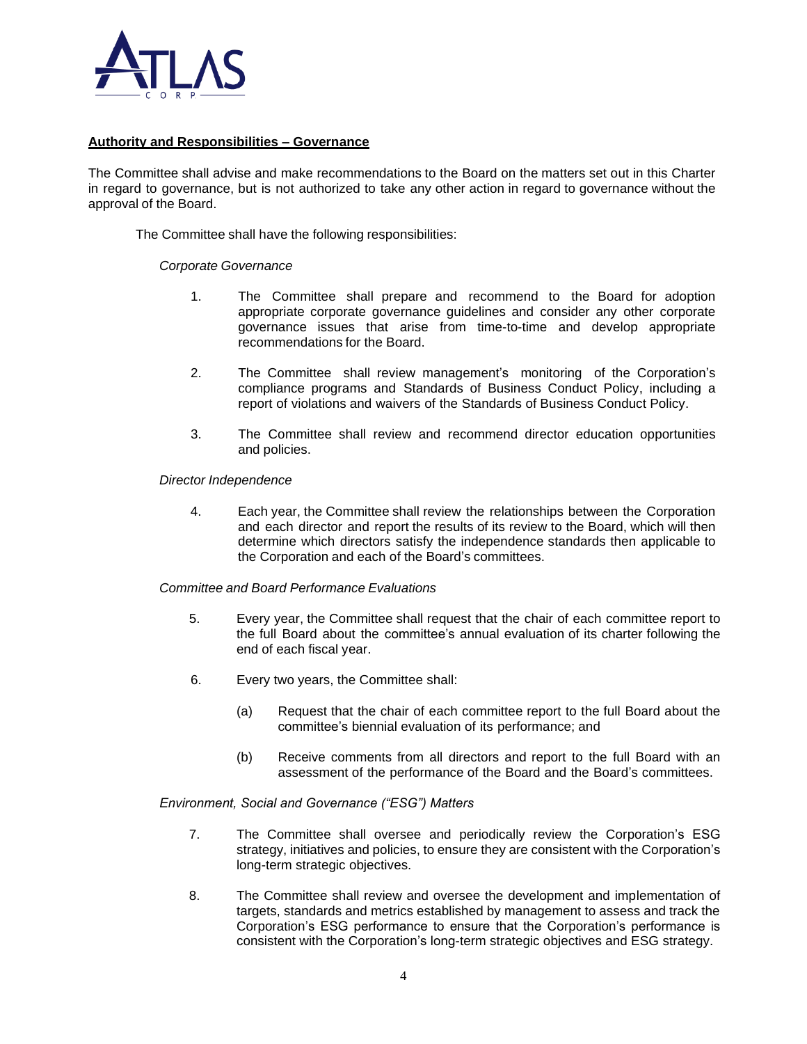**Authority and Responsibilities – Governance**

The Committee shall advise and make recommendations to the Board on the matters set out in this Charter in regard to governance, but is not authorized to take any other action in regard to governance without the approval of the Board.

The Committee shall have the following responsibilities:

*Corporate Governance*

1. The Committee shall prepare and recommend to the Board for adoption appropriate corporate governance guidelines and consider any other corporate governance issues that arise from time-to-time and develop appropriate recommendations for the Board.

2. The Committee shall review management's monitoring of the Corporation's compliance programs and Standards of Business Conduct Policy, including a report of violations and waivers of the Standards of Business Conduct Policy.

3. The Committee shall review and recommend director education opportunities and policies.

*Director Independence*

4. Each year, the Committee shall review the relationships between the Corporation and each director and report the results of its review to the Board, which will then determine which directors satisfy the independence standards then applicable to the Corporation and each of the Board's committees.

*Committee and Board Performance Evaluations*

5. Every year, the Committee shall request that the chair of each committee report to the full Board about the committee's annual evaluation of its charter following the end of each fiscal year.

6. Every two years, the Committee shall:

   (a) Request that the chair of each committee report to the full Board about the committee's biennial evaluation of its performance; and

   (b) Receive comments from all directors and report to the full Board with an assessment of the performance of the Board and the Board's committees.

*Environment, Social and Governance ("ESG") Matters*

7. The Committee shall oversee and periodically review the Corporation's ESG strategy, initiatives and policies, to ensure they are consistent with the Corporation's long-term strategic objectives.

8. The Committee shall review and oversee the development and implementation of targets, standards and metrics established by management to assess and track the Corporation's ESG performance to ensure that the Corporation's performance is consistent with the Corporation's long-term strategic objectives and ESG strategy.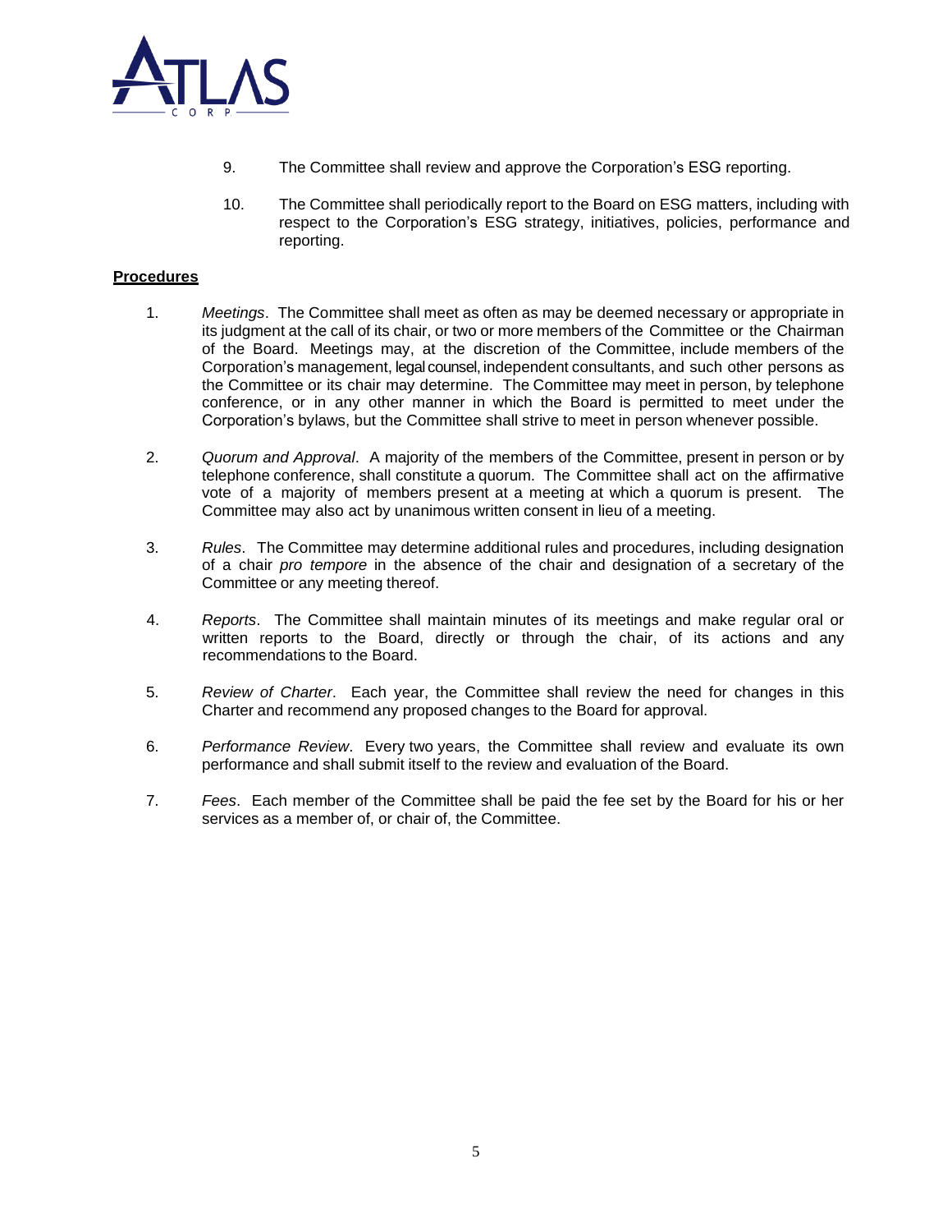9. The Committee shall review and approve the Corporation's ESG reporting.

10. The Committee shall periodically report to the Board on ESG matters, including with respect to the Corporation's ESG strategy, initiatives, policies, performance and reporting.

**Procedures**

1. *Meetings*. The Committee shall meet as often as may be deemed necessary or appropriate in its judgment at the call of its chair, or two or more members of the Committee or the Chairman of the Board. Meetings may, at the discretion of the Committee, include members of the Corporation's management, legal counsel, independent consultants, and such other persons as the Committee or its chair may determine. The Committee may meet in person, by telephone conference, or in any other manner in which the Board is permitted to meet under the Corporation's bylaws, but the Committee shall strive to meet in person whenever possible.

2. *Quorum and Approval*. A majority of the members of the Committee, present in person or by telephone conference, shall constitute a quorum. The Committee shall act on the affirmative vote of a majority of members present at a meeting at which a quorum is present. The Committee may also act by unanimous written consent in lieu of a meeting.

3. *Rules*. The Committee may determine additional rules and procedures, including designation of a chair *pro tempore* in the absence of the chair and designation of a secretary of the Committee or any meeting thereof.

4. *Reports*. The Committee shall maintain minutes of its meetings and make regular oral or written reports to the Board, directly or through the chair, of its actions and any recommendations to the Board.

5. *Review of Charter*. Each year, the Committee shall review the need for changes in this Charter and recommend any proposed changes to the Board for approval.

6. *Performance Review*. Every two years, the Committee shall review and evaluate its own performance and shall submit itself to the review and evaluation of the Board.

7. *Fees*. Each member of the Committee shall be paid the fee set by the Board for his or her services as a member of, or chair of, the Committee.